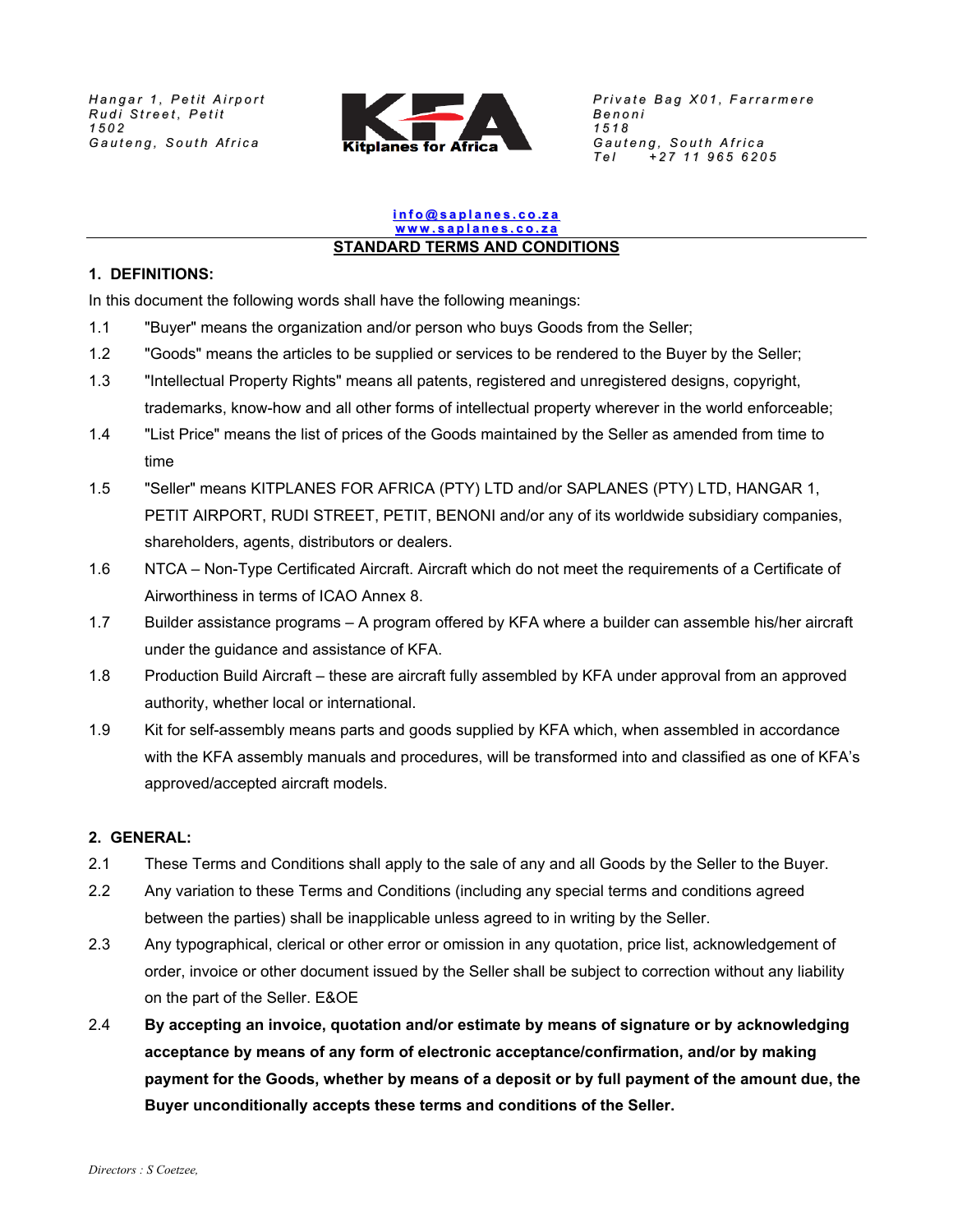Hangar 1, Petit Airport
Rudi Street, Petit
1502
Gauteng, South Africa

Kitplanes for Africa

Private Bag X01, Farrarmere
Benoni
1518
Gauteng, South Africa
Tel +27 11 965 6205

info@saplanes.co.za
www.saplanes.co.za

# STANDARD TERMS AND CONDITIONS

## 1. DEFINITIONS:

In this document the following words shall have the following meanings:

1.1 "Buyer" means the organization and/or person who buys Goods from the Seller;

1.2 "Goods" means the articles to be supplied or services to be rendered to the Buyer by the Seller;

1.3 "Intellectual Property Rights" means all patents, registered and unregistered designs, copyright, trademarks, know-how and all other forms of intellectual property wherever in the world enforceable;

1.4 "List Price" means the list of prices of the Goods maintained by the Seller as amended from time to time

1.5 "Seller" means KITPLANES FOR AFRICA (PTY) LTD and/or SAPLANES (PTY) LTD, HANGAR 1, PETIT AIRPORT, RUDI STREET, PETIT, BENONI and/or any of its worldwide subsidiary companies, shareholders, agents, distributors or dealers.

1.6 NTCA – Non-Type Certificated Aircraft. Aircraft which do not meet the requirements of a Certificate of Airworthiness in terms of ICAO Annex 8.

1.7 Builder assistance programs – A program offered by KFA where a builder can assemble his/her aircraft under the guidance and assistance of KFA.

1.8 Production Build Aircraft – these are aircraft fully assembled by KFA under approval from an approved authority, whether local or international.

1.9 Kit for self-assembly means parts and goods supplied by KFA which, when assembled in accordance with the KFA assembly manuals and procedures, will be transformed into and classified as one of KFA's approved/accepted aircraft models.

## 2. GENERAL:

2.1 These Terms and Conditions shall apply to the sale of any and all Goods by the Seller to the Buyer.

2.2 Any variation to these Terms and Conditions (including any special terms and conditions agreed between the parties) shall be inapplicable unless agreed to in writing by the Seller.

2.3 Any typographical, clerical or other error or omission in any quotation, price list, acknowledgement of order, invoice or other document issued by the Seller shall be subject to correction without any liability on the part of the Seller. E&OE

2.4 **By accepting an invoice, quotation and/or estimate by means of signature or by acknowledging acceptance by means of any form of electronic acceptance/confirmation, and/or by making payment for the Goods, whether by means of a deposit or by full payment of the amount due, the Buyer unconditionally accepts these terms and conditions of the Seller.**

*Directors : S Coetzee,*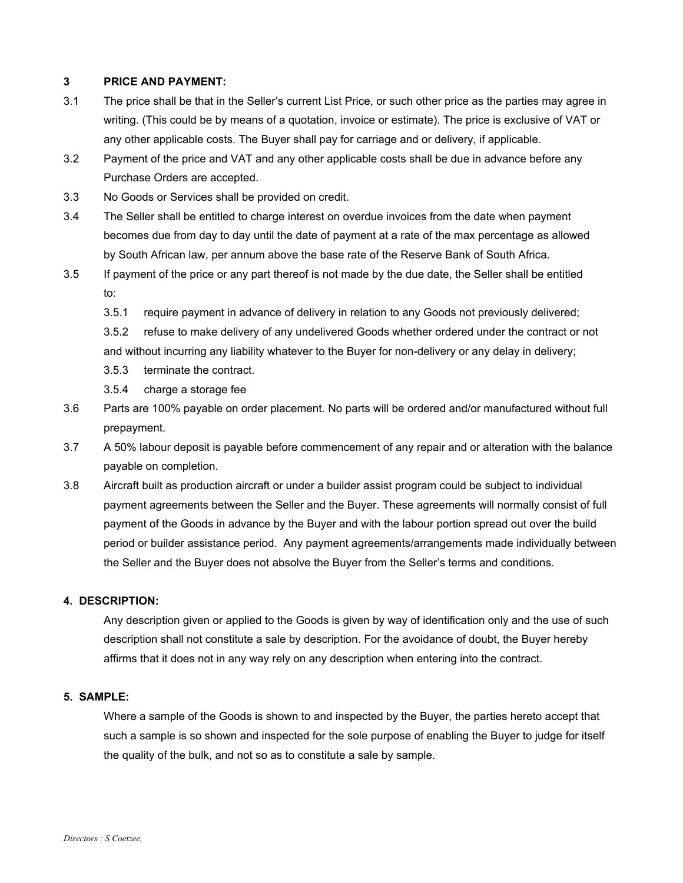### 3 PRICE AND PAYMENT:

3.1 The price shall be that in the Seller's current List Price, or such other price as the parties may agree in writing. (This could be by means of a quotation, invoice or estimate). The price is exclusive of VAT or any other applicable costs. The Buyer shall pay for carriage and or delivery, if applicable.

3.2 Payment of the price and VAT and any other applicable costs shall be due in advance before any Purchase Orders are accepted.

3.3 No Goods or Services shall be provided on credit.

3.4 The Seller shall be entitled to charge interest on overdue invoices from the date when payment becomes due from day to day until the date of payment at a rate of the max percentage as allowed by South African law, per annum above the base rate of the Reserve Bank of South Africa.

3.5 If payment of the price or any part thereof is not made by the due date, the Seller shall be entitled to:

3.5.1 require payment in advance of delivery in relation to any Goods not previously delivered;

3.5.2 refuse to make delivery of any undelivered Goods whether ordered under the contract or not and without incurring any liability whatever to the Buyer for non-delivery or any delay in delivery;

3.5.3 terminate the contract.

3.5.4 charge a storage fee

3.6 Parts are 100% payable on order placement. No parts will be ordered and/or manufactured without full prepayment.

3.7 A 50% labour deposit is payable before commencement of any repair and or alteration with the balance payable on completion.

3.8 Aircraft built as production aircraft or under a builder assist program could be subject to individual payment agreements between the Seller and the Buyer. These agreements will normally consist of full payment of the Goods in advance by the Buyer and with the labour portion spread out over the build period or builder assistance period. Any payment agreements/arrangements made individually between the Seller and the Buyer does not absolve the Buyer from the Seller's terms and conditions.

### 4. DESCRIPTION:

Any description given or applied to the Goods is given by way of identification only and the use of such description shall not constitute a sale by description. For the avoidance of doubt, the Buyer hereby affirms that it does not in any way rely on any description when entering into the contract.

### 5. SAMPLE:

Where a sample of the Goods is shown to and inspected by the Buyer, the parties hereto accept that such a sample is so shown and inspected for the sole purpose of enabling the Buyer to judge for itself the quality of the bulk, and not so as to constitute a sale by sample.

*Directors : S Coetzee,*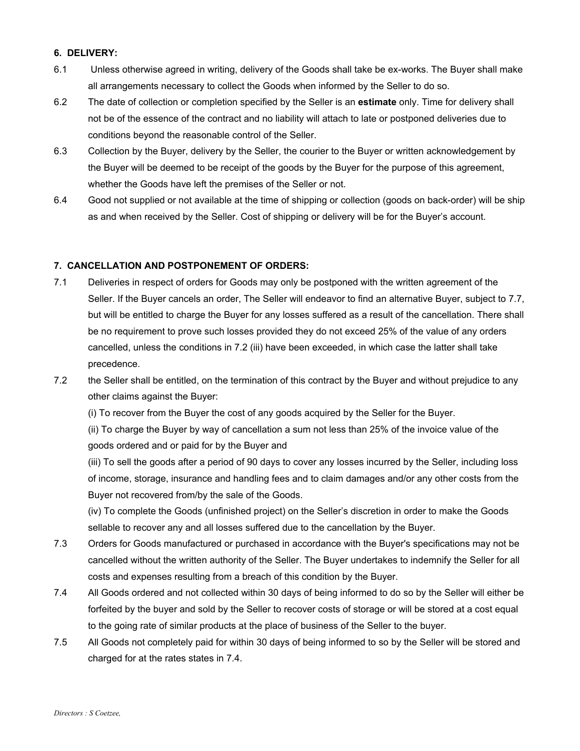**6. DELIVERY:**

6.1 Unless otherwise agreed in writing, delivery of the Goods shall take be ex-works. The Buyer shall make all arrangements necessary to collect the Goods when informed by the Seller to do so.

6.2 The date of collection or completion specified by the Seller is an **estimate** only. Time for delivery shall not be of the essence of the contract and no liability will attach to late or postponed deliveries due to conditions beyond the reasonable control of the Seller.

6.3 Collection by the Buyer, delivery by the Seller, the courier to the Buyer or written acknowledgement by the Buyer will be deemed to be receipt of the goods by the Buyer for the purpose of this agreement, whether the Goods have left the premises of the Seller or not.

6.4 Good not supplied or not available at the time of shipping or collection (goods on back-order) will be ship as and when received by the Seller. Cost of shipping or delivery will be for the Buyer's account.

**7. CANCELLATION AND POSTPONEMENT OF ORDERS:**

7.1 Deliveries in respect of orders for Goods may only be postponed with the written agreement of the Seller. If the Buyer cancels an order, The Seller will endeavor to find an alternative Buyer, subject to 7.7, but will be entitled to charge the Buyer for any losses suffered as a result of the cancellation. There shall be no requirement to prove such losses provided they do not exceed 25% of the value of any orders cancelled, unless the conditions in 7.2 (iii) have been exceeded, in which case the latter shall take precedence.

7.2 the Seller shall be entitled, on the termination of this contract by the Buyer and without prejudice to any other claims against the Buyer:

(i) To recover from the Buyer the cost of any goods acquired by the Seller for the Buyer.

(ii) To charge the Buyer by way of cancellation a sum not less than 25% of the invoice value of the goods ordered and or paid for by the Buyer and

(iii) To sell the goods after a period of 90 days to cover any losses incurred by the Seller, including loss of income, storage, insurance and handling fees and to claim damages and/or any other costs from the Buyer not recovered from/by the sale of the Goods.

(iv) To complete the Goods (unfinished project) on the Seller's discretion in order to make the Goods sellable to recover any and all losses suffered due to the cancellation by the Buyer.

7.3 Orders for Goods manufactured or purchased in accordance with the Buyer's specifications may not be cancelled without the written authority of the Seller. The Buyer undertakes to indemnify the Seller for all costs and expenses resulting from a breach of this condition by the Buyer.

7.4 All Goods ordered and not collected within 30 days of being informed to do so by the Seller will either be forfeited by the buyer and sold by the Seller to recover costs of storage or will be stored at a cost equal to the going rate of similar products at the place of business of the Seller to the buyer.

7.5 All Goods not completely paid for within 30 days of being informed to so by the Seller will be stored and charged for at the rates states in 7.4.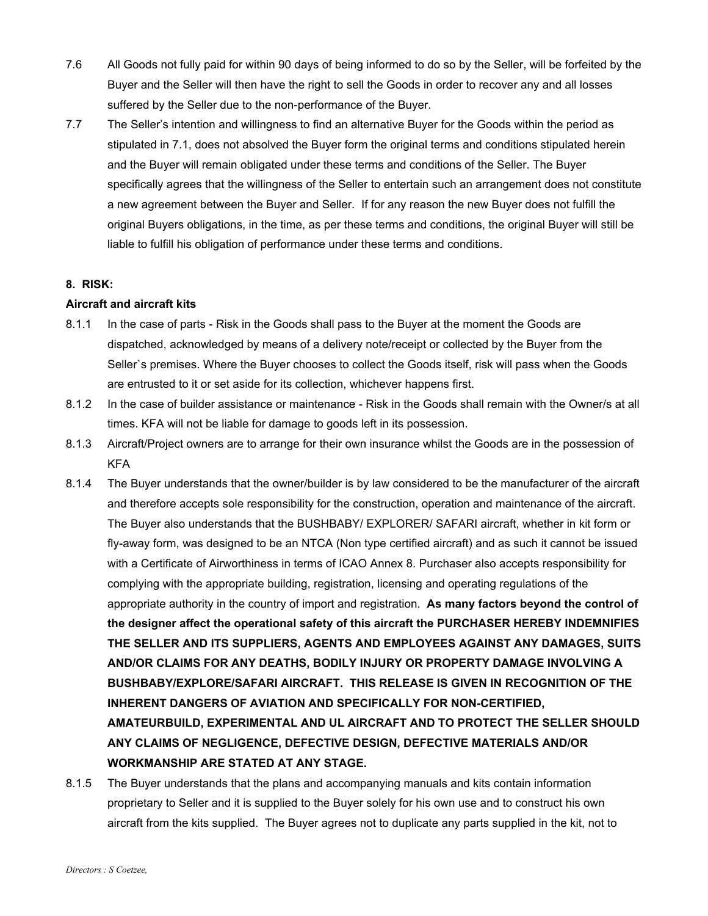7.6 All Goods not fully paid for within 90 days of being informed to do so by the Seller, will be forfeited by the Buyer and the Seller will then have the right to sell the Goods in order to recover any and all losses suffered by the Seller due to the non-performance of the Buyer.

7.7 The Seller's intention and willingness to find an alternative Buyer for the Goods within the period as stipulated in 7.1, does not absolved the Buyer form the original terms and conditions stipulated herein and the Buyer will remain obligated under these terms and conditions of the Seller. The Buyer specifically agrees that the willingness of the Seller to entertain such an arrangement does not constitute a new agreement between the Buyer and Seller. If for any reason the new Buyer does not fulfill the original Buyers obligations, in the time, as per these terms and conditions, the original Buyer will still be liable to fulfill his obligation of performance under these terms and conditions.

**8. RISK:**

**Aircraft and aircraft kits**

8.1.1 In the case of parts - Risk in the Goods shall pass to the Buyer at the moment the Goods are dispatched, acknowledged by means of a delivery note/receipt or collected by the Buyer from the Seller`s premises. Where the Buyer chooses to collect the Goods itself, risk will pass when the Goods are entrusted to it or set aside for its collection, whichever happens first.

8.1.2 In the case of builder assistance or maintenance - Risk in the Goods shall remain with the Owner/s at all times. KFA will not be liable for damage to goods left in its possession.

8.1.3 Aircraft/Project owners are to arrange for their own insurance whilst the Goods are in the possession of KFA

8.1.4 The Buyer understands that the owner/builder is by law considered to be the manufacturer of the aircraft and therefore accepts sole responsibility for the construction, operation and maintenance of the aircraft. The Buyer also understands that the BUSHBABY/ EXPLORER/ SAFARI aircraft, whether in kit form or fly-away form, was designed to be an NTCA (Non type certified aircraft) and as such it cannot be issued with a Certificate of Airworthiness in terms of ICAO Annex 8. Purchaser also accepts responsibility for complying with the appropriate building, registration, licensing and operating regulations of the appropriate authority in the country of import and registration. **As many factors beyond the control of the designer affect the operational safety of this aircraft the PURCHASER HEREBY INDEMNIFIES THE SELLER AND ITS SUPPLIERS, AGENTS AND EMPLOYEES AGAINST ANY DAMAGES, SUITS AND/OR CLAIMS FOR ANY DEATHS, BODILY INJURY OR PROPERTY DAMAGE INVOLVING A BUSHBABY/EXPLORE/SAFARI AIRCRAFT. THIS RELEASE IS GIVEN IN RECOGNITION OF THE INHERENT DANGERS OF AVIATION AND SPECIFICALLY FOR NON-CERTIFIED, AMATEURBUILD, EXPERIMENTAL AND UL AIRCRAFT AND TO PROTECT THE SELLER SHOULD ANY CLAIMS OF NEGLIGENCE, DEFECTIVE DESIGN, DEFECTIVE MATERIALS AND/OR WORKMANSHIP ARE STATED AT ANY STAGE.**

8.1.5 The Buyer understands that the plans and accompanying manuals and kits contain information proprietary to Seller and it is supplied to the Buyer solely for his own use and to construct his own aircraft from the kits supplied. The Buyer agrees not to duplicate any parts supplied in the kit, not to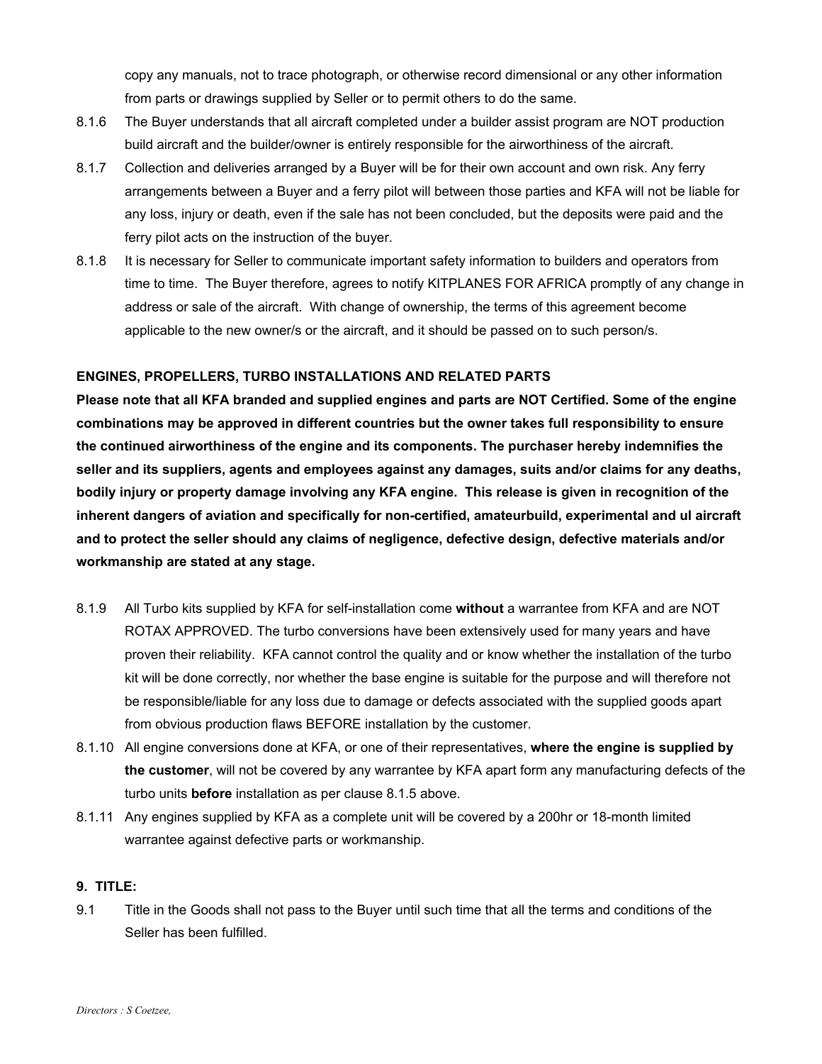copy any manuals, not to trace photograph, or otherwise record dimensional or any other information from parts or drawings supplied by Seller or to permit others to do the same.

8.1.6 The Buyer understands that all aircraft completed under a builder assist program are NOT production build aircraft and the builder/owner is entirely responsible for the airworthiness of the aircraft.

8.1.7 Collection and deliveries arranged by a Buyer will be for their own account and own risk. Any ferry arrangements between a Buyer and a ferry pilot will between those parties and KFA will not be liable for any loss, injury or death, even if the sale has not been concluded, but the deposits were paid and the ferry pilot acts on the instruction of the buyer.

8.1.8 It is necessary for Seller to communicate important safety information to builders and operators from time to time. The Buyer therefore, agrees to notify KITPLANES FOR AFRICA promptly of any change in address or sale of the aircraft. With change of ownership, the terms of this agreement become applicable to the new owner/s or the aircraft, and it should be passed on to such person/s.

**ENGINES, PROPELLERS, TURBO INSTALLATIONS AND RELATED PARTS**

**Please note that all KFA branded and supplied engines and parts are NOT Certified. Some of the engine combinations may be approved in different countries but the owner takes full responsibility to ensure the continued airworthiness of the engine and its components. The purchaser hereby indemnifies the seller and its suppliers, agents and employees against any damages, suits and/or claims for any deaths, bodily injury or property damage involving any KFA engine. This release is given in recognition of the inherent dangers of aviation and specifically for non-certified, amateurbuild, experimental and ul aircraft and to protect the seller should any claims of negligence, defective design, defective materials and/or workmanship are stated at any stage.**

8.1.9 All Turbo kits supplied by KFA for self-installation come **without** a warrantee from KFA and are NOT ROTAX APPROVED. The turbo conversions have been extensively used for many years and have proven their reliability. KFA cannot control the quality and or know whether the installation of the turbo kit will be done correctly, nor whether the base engine is suitable for the purpose and will therefore not be responsible/liable for any loss due to damage or defects associated with the supplied goods apart from obvious production flaws BEFORE installation by the customer.

8.1.10 All engine conversions done at KFA, or one of their representatives, **where the engine is supplied by the customer**, will not be covered by any warrantee by KFA apart form any manufacturing defects of the turbo units **before** installation as per clause 8.1.5 above.

8.1.11 Any engines supplied by KFA as a complete unit will be covered by a 200hr or 18-month limited warrantee against defective parts or workmanship.

**9. TITLE:**

9.1 Title in the Goods shall not pass to the Buyer until such time that all the terms and conditions of the Seller has been fulfilled.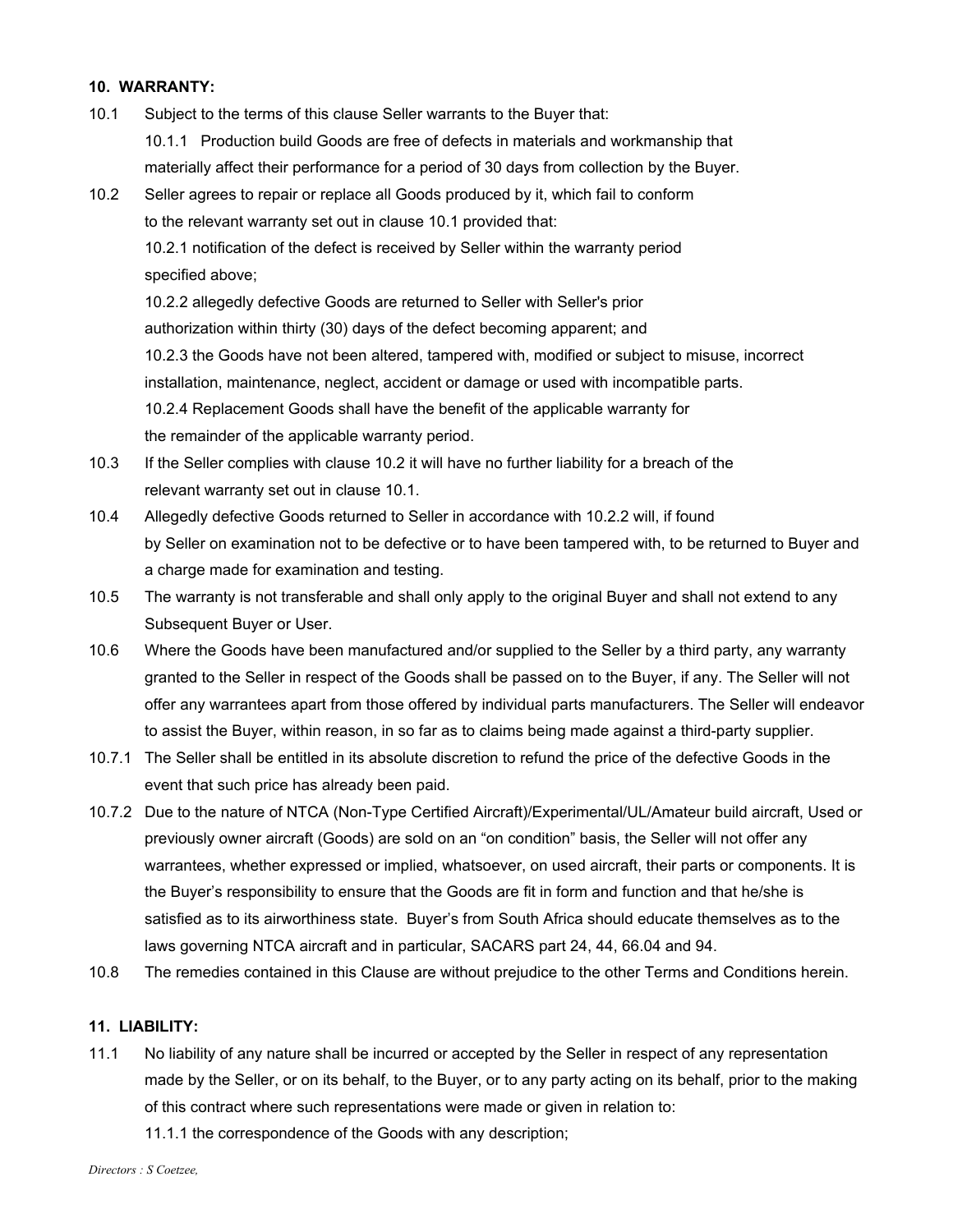**10. WARRANTY:**

10.1 Subject to the terms of this clause Seller warrants to the Buyer that:

10.1.1 Production build Goods are free of defects in materials and workmanship that materially affect their performance for a period of 30 days from collection by the Buyer.

10.2 Seller agrees to repair or replace all Goods produced by it, which fail to conform to the relevant warranty set out in clause 10.1 provided that:

10.2.1 notification of the defect is received by Seller within the warranty period specified above;

10.2.2 allegedly defective Goods are returned to Seller with Seller's prior authorization within thirty (30) days of the defect becoming apparent; and

10.2.3 the Goods have not been altered, tampered with, modified or subject to misuse, incorrect installation, maintenance, neglect, accident or damage or used with incompatible parts.

10.2.4 Replacement Goods shall have the benefit of the applicable warranty for the remainder of the applicable warranty period.

10.3 If the Seller complies with clause 10.2 it will have no further liability for a breach of the relevant warranty set out in clause 10.1.

10.4 Allegedly defective Goods returned to Seller in accordance with 10.2.2 will, if found by Seller on examination not to be defective or to have been tampered with, to be returned to Buyer and a charge made for examination and testing.

10.5 The warranty is not transferable and shall only apply to the original Buyer and shall not extend to any Subsequent Buyer or User.

10.6 Where the Goods have been manufactured and/or supplied to the Seller by a third party, any warranty granted to the Seller in respect of the Goods shall be passed on to the Buyer, if any. The Seller will not offer any warrantees apart from those offered by individual parts manufacturers. The Seller will endeavor to assist the Buyer, within reason, in so far as to claims being made against a third-party supplier.

10.7.1 The Seller shall be entitled in its absolute discretion to refund the price of the defective Goods in the event that such price has already been paid.

10.7.2 Due to the nature of NTCA (Non-Type Certified Aircraft)/Experimental/UL/Amateur build aircraft, Used or previously owner aircraft (Goods) are sold on an "on condition" basis, the Seller will not offer any warrantees, whether expressed or implied, whatsoever, on used aircraft, their parts or components. It is the Buyer's responsibility to ensure that the Goods are fit in form and function and that he/she is satisfied as to its airworthiness state. Buyer's from South Africa should educate themselves as to the laws governing NTCA aircraft and in particular, SACARS part 24, 44, 66.04 and 94.

10.8 The remedies contained in this Clause are without prejudice to the other Terms and Conditions herein.

**11. LIABILITY:**

11.1 No liability of any nature shall be incurred or accepted by the Seller in respect of any representation made by the Seller, or on its behalf, to the Buyer, or to any party acting on its behalf, prior to the making of this contract where such representations were made or given in relation to:

11.1.1 the correspondence of the Goods with any description;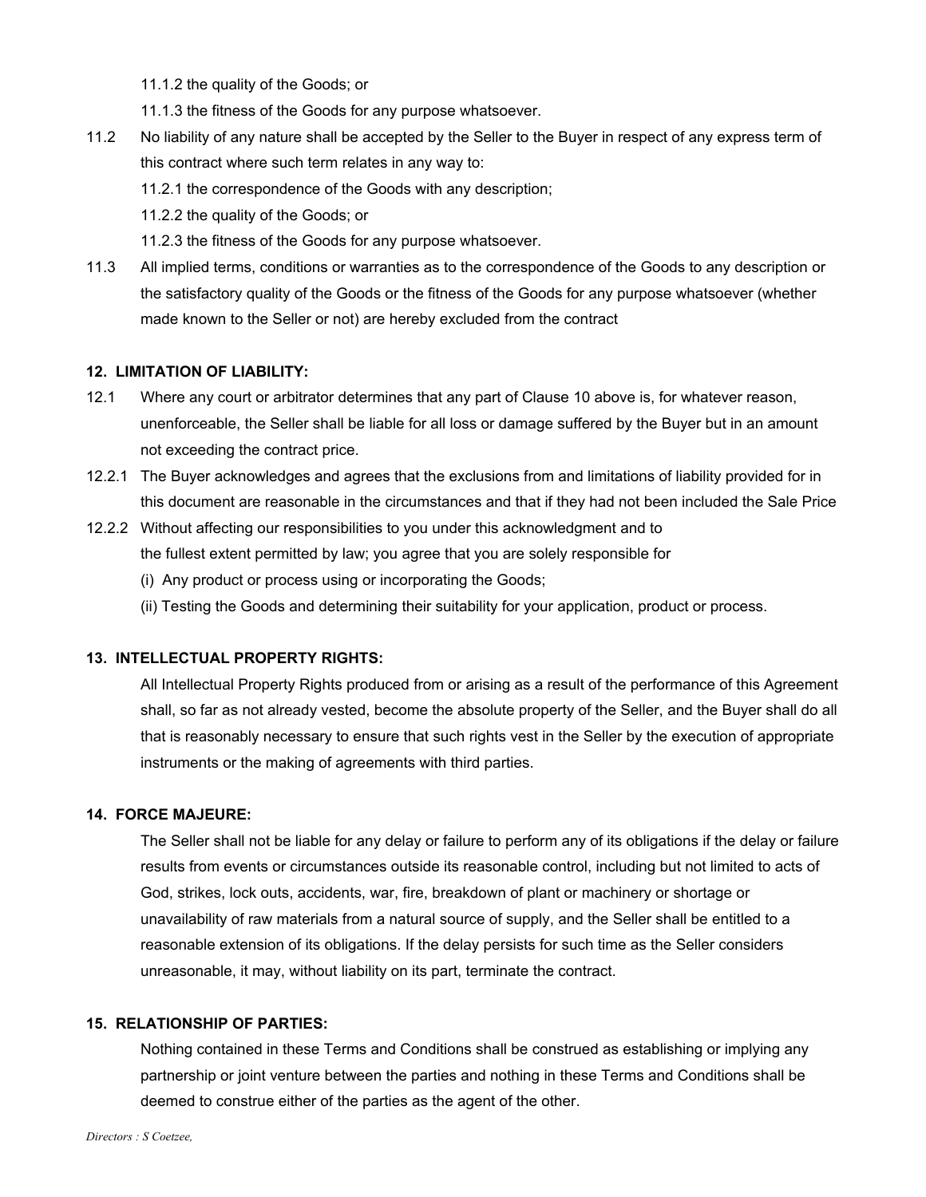11.1.2 the quality of the Goods; or

11.1.3 the fitness of the Goods for any purpose whatsoever.

11.2 No liability of any nature shall be accepted by the Seller to the Buyer in respect of any express term of this contract where such term relates in any way to:

11.2.1 the correspondence of the Goods with any description;

11.2.2 the quality of the Goods; or

11.2.3 the fitness of the Goods for any purpose whatsoever.

11.3 All implied terms, conditions or warranties as to the correspondence of the Goods to any description or the satisfactory quality of the Goods or the fitness of the Goods for any purpose whatsoever (whether made known to the Seller or not) are hereby excluded from the contract

**12. LIMITATION OF LIABILITY:**

12.1 Where any court or arbitrator determines that any part of Clause 10 above is, for whatever reason, unenforceable, the Seller shall be liable for all loss or damage suffered by the Buyer but in an amount not exceeding the contract price.

12.2.1 The Buyer acknowledges and agrees that the exclusions from and limitations of liability provided for in this document are reasonable in the circumstances and that if they had not been included the Sale Price

12.2.2 Without affecting our responsibilities to you under this acknowledgment and to the fullest extent permitted by law; you agree that you are solely responsible for

(i) Any product or process using or incorporating the Goods;

(ii) Testing the Goods and determining their suitability for your application, product or process.

**13. INTELLECTUAL PROPERTY RIGHTS:**

All Intellectual Property Rights produced from or arising as a result of the performance of this Agreement shall, so far as not already vested, become the absolute property of the Seller, and the Buyer shall do all that is reasonably necessary to ensure that such rights vest in the Seller by the execution of appropriate instruments or the making of agreements with third parties.

**14. FORCE MAJEURE:**

The Seller shall not be liable for any delay or failure to perform any of its obligations if the delay or failure results from events or circumstances outside its reasonable control, including but not limited to acts of God, strikes, lock outs, accidents, war, fire, breakdown of plant or machinery or shortage or unavailability of raw materials from a natural source of supply, and the Seller shall be entitled to a reasonable extension of its obligations. If the delay persists for such time as the Seller considers unreasonable, it may, without liability on its part, terminate the contract.

**15. RELATIONSHIP OF PARTIES:**

Nothing contained in these Terms and Conditions shall be construed as establishing or implying any partnership or joint venture between the parties and nothing in these Terms and Conditions shall be deemed to construe either of the parties as the agent of the other.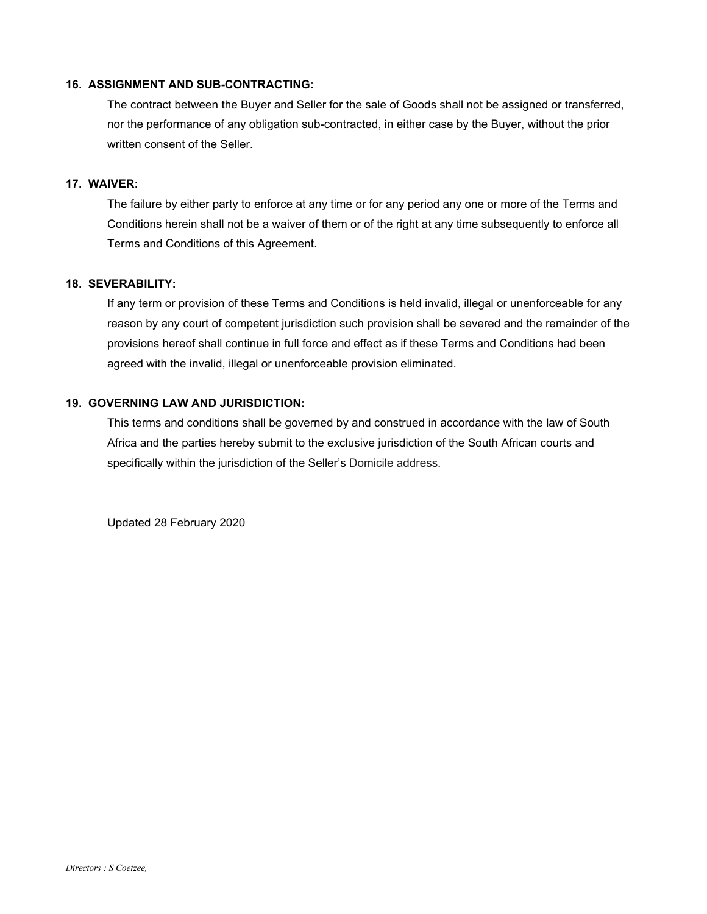**16. ASSIGNMENT AND SUB-CONTRACTING:**

The contract between the Buyer and Seller for the sale of Goods shall not be assigned or transferred, nor the performance of any obligation sub-contracted, in either case by the Buyer, without the prior written consent of the Seller.

**17. WAIVER:**

The failure by either party to enforce at any time or for any period any one or more of the Terms and Conditions herein shall not be a waiver of them or of the right at any time subsequently to enforce all Terms and Conditions of this Agreement.

**18. SEVERABILITY:**

If any term or provision of these Terms and Conditions is held invalid, illegal or unenforceable for any reason by any court of competent jurisdiction such provision shall be severed and the remainder of the provisions hereof shall continue in full force and effect as if these Terms and Conditions had been agreed with the invalid, illegal or unenforceable provision eliminated.

**19. GOVERNING LAW AND JURISDICTION:**

This terms and conditions shall be governed by and construed in accordance with the law of South Africa and the parties hereby submit to the exclusive jurisdiction of the South African courts and specifically within the jurisdiction of the Seller's Domicile address.

Updated 28 February 2020

*Directors : S Coetzee,*